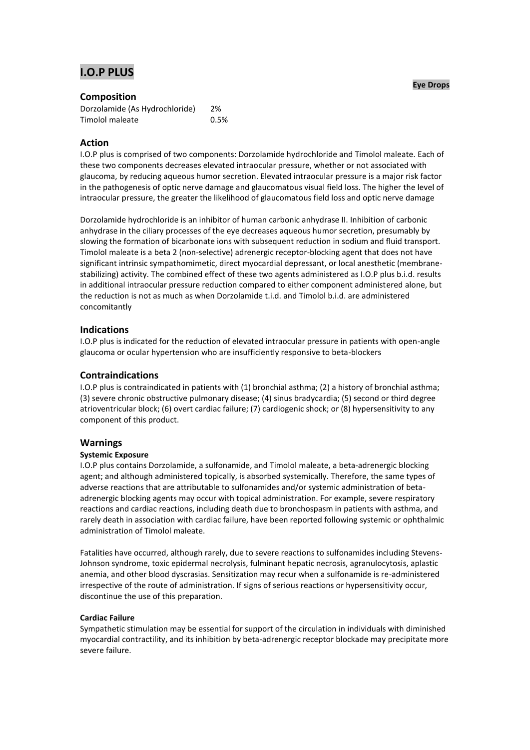# I.O.P PLUS

**Eye Drops**

## Composition

| | |
|---|---|
| Dorzolamide (As Hydrochloride) | 2% |
| Timolol maleate | 0.5% |

## Action

I.O.P plus is comprised of two components: Dorzolamide hydrochloride and Timolol maleate. Each of these two components decreases elevated intraocular pressure, whether or not associated with glaucoma, by reducing aqueous humor secretion. Elevated intraocular pressure is a major risk factor in the pathogenesis of optic nerve damage and glaucomatous visual field loss. The higher the level of intraocular pressure, the greater the likelihood of glaucomatous field loss and optic nerve damage

Dorzolamide hydrochloride is an inhibitor of human carbonic anhydrase II. Inhibition of carbonic anhydrase in the ciliary processes of the eye decreases aqueous humor secretion, presumably by slowing the formation of bicarbonate ions with subsequent reduction in sodium and fluid transport. Timolol maleate is a beta 2 (non-selective) adrenergic receptor-blocking agent that does not have significant intrinsic sympathomimetic, direct myocardial depressant, or local anesthetic (membrane-stabilizing) activity. The combined effect of these two agents administered as I.O.P plus b.i.d. results in additional intraocular pressure reduction compared to either component administered alone, but the reduction is not as much as when Dorzolamide t.i.d. and Timolol b.i.d. are administered concomitantly

## Indications

I.O.P plus is indicated for the reduction of elevated intraocular pressure in patients with open-angle glaucoma or ocular hypertension who are insufficiently responsive to beta-blockers

## Contraindications

I.O.P plus is contraindicated in patients with (1) bronchial asthma; (2) a history of bronchial asthma; (3) severe chronic obstructive pulmonary disease; (4) sinus bradycardia; (5) second or third degree atrioventricular block; (6) overt cardiac failure; (7) cardiogenic shock; or (8) hypersensitivity to any component of this product.

## Warnings

**Systemic Exposure**

I.O.P plus contains Dorzolamide, a sulfonamide, and Timolol maleate, a beta-adrenergic blocking agent; and although administered topically, is absorbed systemically. Therefore, the same types of adverse reactions that are attributable to sulfonamides and/or systemic administration of beta-adrenergic blocking agents may occur with topical administration. For example, severe respiratory reactions and cardiac reactions, including death due to bronchospasm in patients with asthma, and rarely death in association with cardiac failure, have been reported following systemic or ophthalmic administration of Timolol maleate.

Fatalities have occurred, although rarely, due to severe reactions to sulfonamides including Stevens-Johnson syndrome, toxic epidermal necrolysis, fulminant hepatic necrosis, agranulocytosis, aplastic anemia, and other blood dyscrasias. Sensitization may recur when a sulfonamide is re-administered irrespective of the route of administration. If signs of serious reactions or hypersensitivity occur, discontinue the use of this preparation.

**Cardiac Failure**

Sympathetic stimulation may be essential for support of the circulation in individuals with diminished myocardial contractility, and its inhibition by beta-adrenergic receptor blockade may precipitate more severe failure.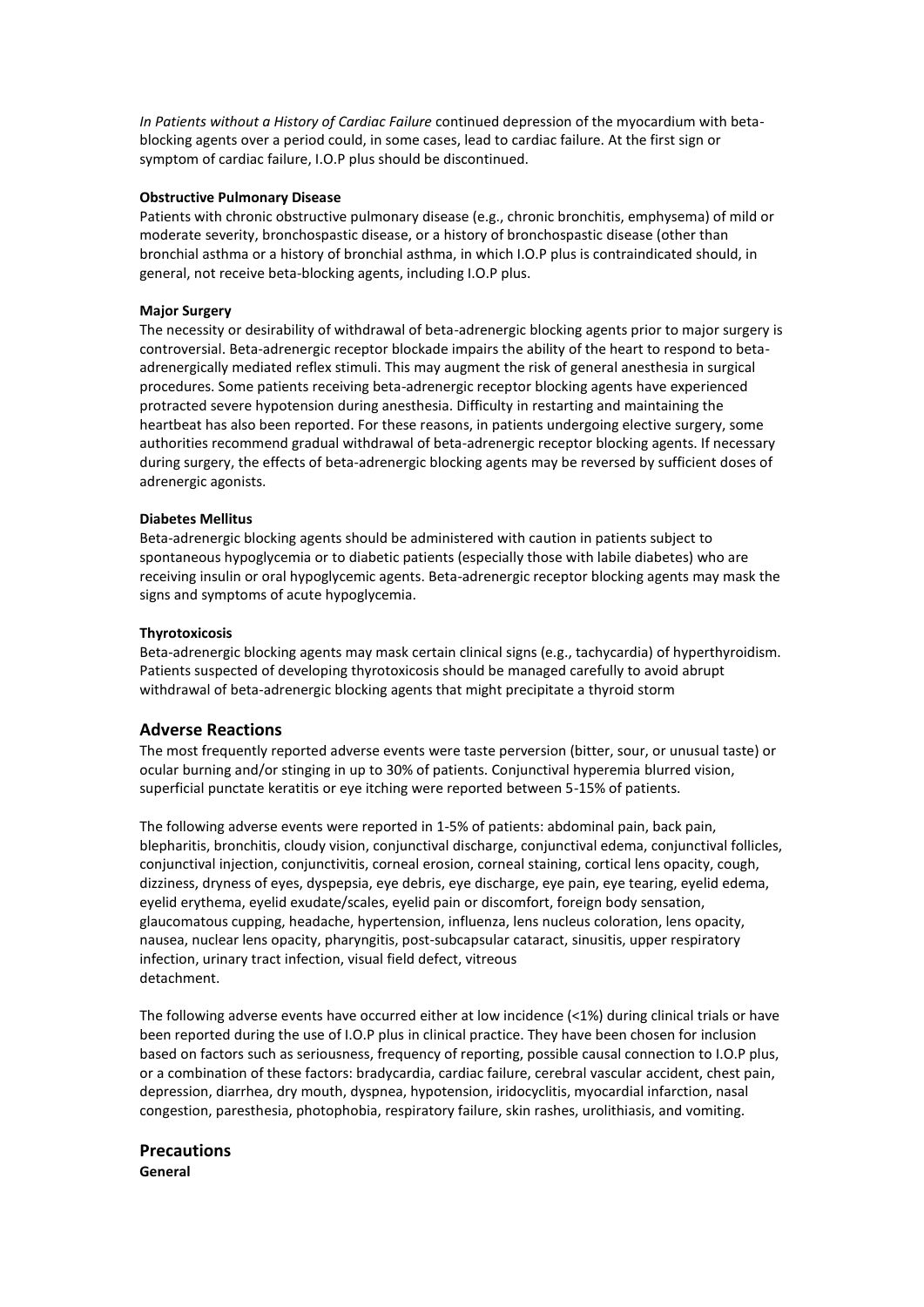*In Patients without a History of Cardiac Failure* continued depression of the myocardium with beta-blocking agents over a period could, in some cases, lead to cardiac failure. At the first sign or symptom of cardiac failure, I.O.P plus should be discontinued.

**Obstructive Pulmonary Disease**

Patients with chronic obstructive pulmonary disease (e.g., chronic bronchitis, emphysema) of mild or moderate severity, bronchospastic disease, or a history of bronchospastic disease (other than bronchial asthma or a history of bronchial asthma, in which I.O.P plus is contraindicated should, in general, not receive beta-blocking agents, including I.O.P plus.

**Major Surgery**

The necessity or desirability of withdrawal of beta-adrenergic blocking agents prior to major surgery is controversial. Beta-adrenergic receptor blockade impairs the ability of the heart to respond to beta-adrenergically mediated reflex stimuli. This may augment the risk of general anesthesia in surgical procedures. Some patients receiving beta-adrenergic receptor blocking agents have experienced protracted severe hypotension during anesthesia. Difficulty in restarting and maintaining the heartbeat has also been reported. For these reasons, in patients undergoing elective surgery, some authorities recommend gradual withdrawal of beta-adrenergic receptor blocking agents. If necessary during surgery, the effects of beta-adrenergic blocking agents may be reversed by sufficient doses of adrenergic agonists.

**Diabetes Mellitus**

Beta-adrenergic blocking agents should be administered with caution in patients subject to spontaneous hypoglycemia or to diabetic patients (especially those with labile diabetes) who are receiving insulin or oral hypoglycemic agents. Beta-adrenergic receptor blocking agents may mask the signs and symptoms of acute hypoglycemia.

**Thyrotoxicosis**

Beta-adrenergic blocking agents may mask certain clinical signs (e.g., tachycardia) of hyperthyroidism. Patients suspected of developing thyrotoxicosis should be managed carefully to avoid abrupt withdrawal of beta-adrenergic blocking agents that might precipitate a thyroid storm

## Adverse Reactions

The most frequently reported adverse events were taste perversion (bitter, sour, or unusual taste) or ocular burning and/or stinging in up to 30% of patients. Conjunctival hyperemia blurred vision, superficial punctate keratitis or eye itching were reported between 5-15% of patients.

The following adverse events were reported in 1-5% of patients: abdominal pain, back pain, blepharitis, bronchitis, cloudy vision, conjunctival discharge, conjunctival edema, conjunctival follicles, conjunctival injection, conjunctivitis, corneal erosion, corneal staining, cortical lens opacity, cough, dizziness, dryness of eyes, dyspepsia, eye debris, eye discharge, eye pain, eye tearing, eyelid edema, eyelid erythema, eyelid exudate/scales, eyelid pain or discomfort, foreign body sensation, glaucomatous cupping, headache, hypertension, influenza, lens nucleus coloration, lens opacity, nausea, nuclear lens opacity, pharyngitis, post-subcapsular cataract, sinusitis, upper respiratory infection, urinary tract infection, visual field defect, vitreous detachment.

The following adverse events have occurred either at low incidence (<1%) during clinical trials or have been reported during the use of I.O.P plus in clinical practice. They have been chosen for inclusion based on factors such as seriousness, frequency of reporting, possible causal connection to I.O.P plus, or a combination of these factors: bradycardia, cardiac failure, cerebral vascular accident, chest pain, depression, diarrhea, dry mouth, dyspnea, hypotension, iridocyclitis, myocardial infarction, nasal congestion, paresthesia, photophobia, respiratory failure, skin rashes, urolithiasis, and vomiting.

## Precautions

**General**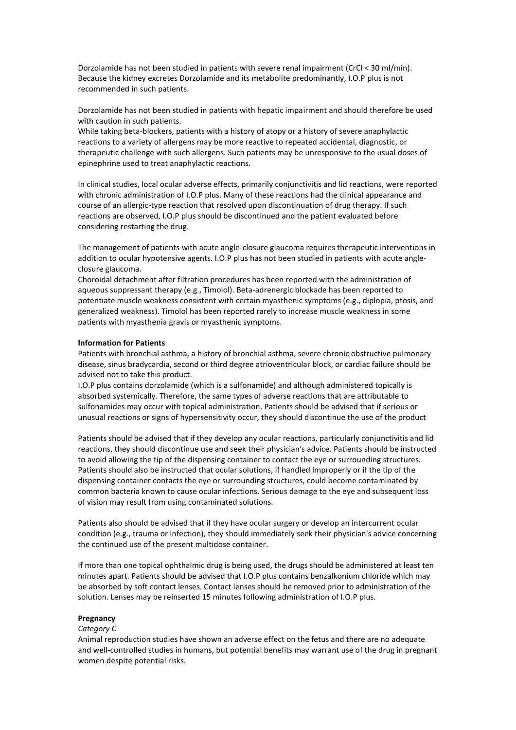Dorzolamide has not been studied in patients with severe renal impairment (CrCl < 30 ml/min). Because the kidney excretes Dorzolamide and its metabolite predominantly, I.O.P plus is not recommended in such patients.

Dorzolamide has not been studied in patients with hepatic impairment and should therefore be used with caution in such patients.
While taking beta-blockers, patients with a history of atopy or a history of severe anaphylactic reactions to a variety of allergens may be more reactive to repeated accidental, diagnostic, or therapeutic challenge with such allergens. Such patients may be unresponsive to the usual doses of epinephrine used to treat anaphylactic reactions.

In clinical studies, local ocular adverse effects, primarily conjunctivitis and lid reactions, were reported with chronic administration of I.O.P plus. Many of these reactions had the clinical appearance and course of an allergic-type reaction that resolved upon discontinuation of drug therapy. If such reactions are observed, I.O.P plus should be discontinued and the patient evaluated before considering restarting the drug.

The management of patients with acute angle-closure glaucoma requires therapeutic interventions in addition to ocular hypotensive agents. I.O.P plus has not been studied in patients with acute angle-closure glaucoma.
Choroidal detachment after filtration procedures has been reported with the administration of aqueous suppressant therapy (e.g., Timolol). Beta-adrenergic blockade has been reported to potentiate muscle weakness consistent with certain myasthenic symptoms (e.g., diplopia, ptosis, and generalized weakness). Timolol has been reported rarely to increase muscle weakness in some patients with myasthenia gravis or myasthenic symptoms.

**Information for Patients**
Patients with bronchial asthma, a history of bronchial asthma, severe chronic obstructive pulmonary disease, sinus bradycardia, second or third degree atrioventricular block, or cardiac failure should be advised not to take this product.
I.O.P plus contains dorzolamide (which is a sulfonamide) and although administered topically is absorbed systemically. Therefore, the same types of adverse reactions that are attributable to sulfonamides may occur with topical administration. Patients should be advised that if serious or unusual reactions or signs of hypersensitivity occur, they should discontinue the use of the product

Patients should be advised that if they develop any ocular reactions, particularly conjunctivitis and lid reactions, they should discontinue use and seek their physician's advice. Patients should be instructed to avoid allowing the tip of the dispensing container to contact the eye or surrounding structures. Patients should also be instructed that ocular solutions, if handled improperly or if the tip of the dispensing container contacts the eye or surrounding structures, could become contaminated by common bacteria known to cause ocular infections. Serious damage to the eye and subsequent loss of vision may result from using contaminated solutions.

Patients also should be advised that if they have ocular surgery or develop an intercurrent ocular condition (e.g., trauma or infection), they should immediately seek their physician's advice concerning the continued use of the present multidose container.

If more than one topical ophthalmic drug is being used, the drugs should be administered at least ten minutes apart. Patients should be advised that I.O.P plus contains benzalkonium chloride which may be absorbed by soft contact lenses. Contact lenses should be removed prior to administration of the solution. Lenses may be reinserted 15 minutes following administration of I.O.P plus.

**Pregnancy**
*Category C*
Animal reproduction studies have shown an adverse effect on the fetus and there are no adequate and well-controlled studies in humans, but potential benefits may warrant use of the drug in pregnant women despite potential risks.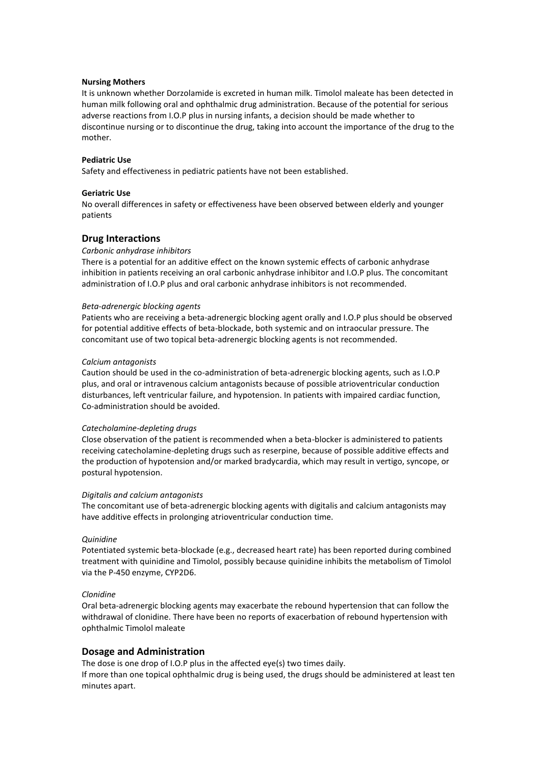**Nursing Mothers**

It is unknown whether Dorzolamide is excreted in human milk. Timolol maleate has been detected in human milk following oral and ophthalmic drug administration. Because of the potential for serious adverse reactions from I.O.P plus in nursing infants, a decision should be made whether to discontinue nursing or to discontinue the drug, taking into account the importance of the drug to the mother.

**Pediatric Use**

Safety and effectiveness in pediatric patients have not been established.

**Geriatric Use**

No overall differences in safety or effectiveness have been observed between elderly and younger patients

## Drug Interactions

*Carbonic anhydrase inhibitors*

There is a potential for an additive effect on the known systemic effects of carbonic anhydrase inhibition in patients receiving an oral carbonic anhydrase inhibitor and I.O.P plus. The concomitant administration of I.O.P plus and oral carbonic anhydrase inhibitors is not recommended.

*Beta-adrenergic blocking agents*

Patients who are receiving a beta-adrenergic blocking agent orally and I.O.P plus should be observed for potential additive effects of beta-blockade, both systemic and on intraocular pressure. The concomitant use of two topical beta-adrenergic blocking agents is not recommended.

*Calcium antagonists*

Caution should be used in the co-administration of beta-adrenergic blocking agents, such as I.O.P plus, and oral or intravenous calcium antagonists because of possible atrioventricular conduction disturbances, left ventricular failure, and hypotension. In patients with impaired cardiac function, Co-administration should be avoided.

*Catecholamine-depleting drugs*

Close observation of the patient is recommended when a beta-blocker is administered to patients receiving catecholamine-depleting drugs such as reserpine, because of possible additive effects and the production of hypotension and/or marked bradycardia, which may result in vertigo, syncope, or postural hypotension.

*Digitalis and calcium antagonists*

The concomitant use of beta-adrenergic blocking agents with digitalis and calcium antagonists may have additive effects in prolonging atrioventricular conduction time.

*Quinidine*

Potentiated systemic beta-blockade (e.g., decreased heart rate) has been reported during combined treatment with quinidine and Timolol, possibly because quinidine inhibits the metabolism of Timolol via the P-450 enzyme, CYP2D6.

*Clonidine*

Oral beta-adrenergic blocking agents may exacerbate the rebound hypertension that can follow the withdrawal of clonidine. There have been no reports of exacerbation of rebound hypertension with ophthalmic Timolol maleate

## Dosage and Administration

The dose is one drop of I.O.P plus in the affected eye(s) two times daily.

If more than one topical ophthalmic drug is being used, the drugs should be administered at least ten minutes apart.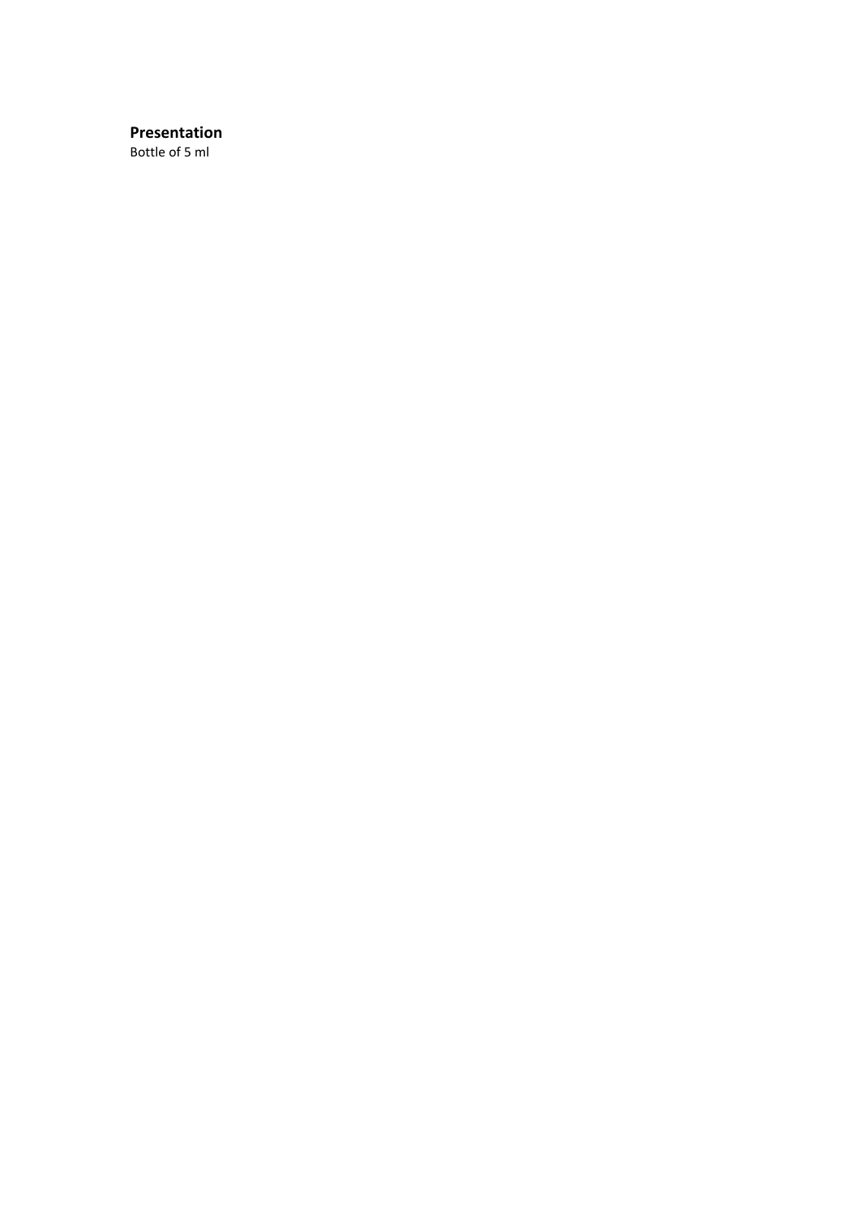**Presentation**

Bottle of 5 ml